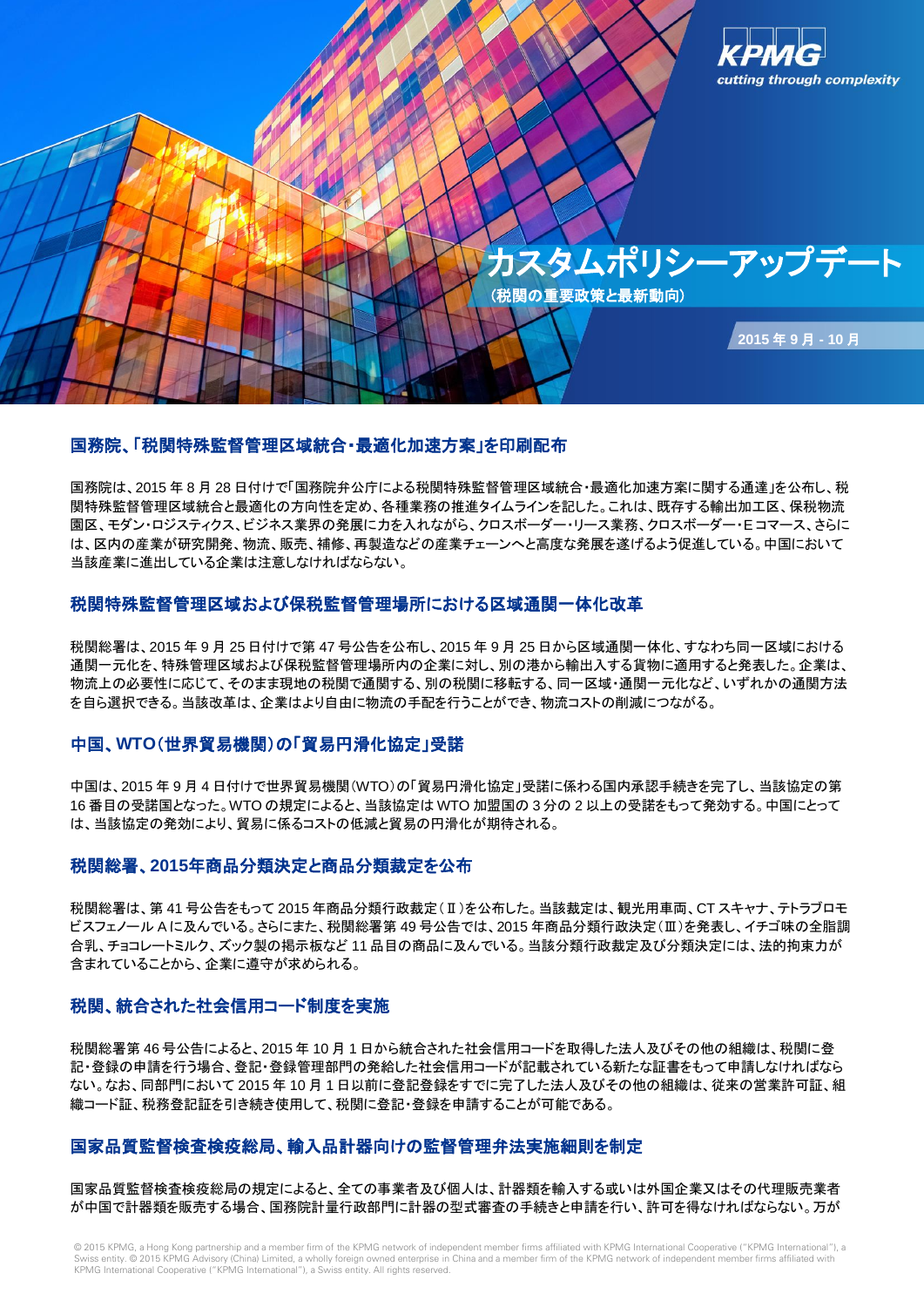KPMG
*cutting through complexity*

# カスタムポリシーアップデート

**（税関の重要政策と最新動向）**

**2015 年 9 月 - 10 月**

## 国務院、「税関特殊監督管理区域統合・最適化加速方案」を印刷配布

国務院は、2015 年 8 月 28 日付けで「国務院弁公庁による税関特殊監督管理区域統合・最適化加速方案に関する通達」を公布し、税関特殊監督管理区域統合と最適化の方向性を定め、各種業務の推進タイムラインを記した。これは、既存する輸出加工区、保税物流園区、モダン・ロジスティクス、ビジネス業界の発展に力を入れながら、クロスボーダー・リース業務、クロスボーダー・Eコマース、さらには、区内の産業が研究開発、物流、販売、補修、再製造などの産業チェーンへと高度な発展を遂げるよう促進している。中国において当該産業に進出している企業は注意しなければならない。

## 税関特殊監督管理区域および保税監督管理場所における区域通関一体化改革

税関総署は、2015 年 9 月 25 日付けで第 47 号公告を公布し、2015 年 9 月 25 日から区域通関一体化、すなわち同一区域における通関一元化を、特殊管理区域および保税監督管理場所内の企業に対し、別の港から輸出入する貨物に適用すると発表した。企業は、物流上の必要性に応じて、そのまま現地の税関で通関する、別の税関に移転する、同一区域・通関一元化など、いずれかの通関方法を自ら選択できる。当該改革は、企業はより自由に物流の手配を行うことができ、物流コストの削減につながる。

## 中国、WTO（世界貿易機関）の「貿易円滑化協定」受諾

中国は、2015 年 9 月 4 日付けで世界貿易機関（WTO）の「貿易円滑化協定」受諾に係わる国内承認手続きを完了し、当該協定の第 16 番目の受諾国となった。WTO の規定によると、当該協定は WTO 加盟国の 3 分の 2 以上の受諾をもって発効する。中国にとっては、当該協定の発効により、貿易に係るコストの低減と貿易の円滑化が期待される。

## 税関総署、2015年商品分類決定と商品分類裁定を公布

税関総署は、第 41 号公告をもって 2015 年商品分類行政裁定（Ⅱ）を公布した。当該裁定は、観光用車両、CT スキャナ、テトラブロモビスフェノール A に及んでいる。さらにまた、税関総署第 49 号公告では、2015 年商品分類行政決定（Ⅲ）を発表し、イチゴ味の全脂調合乳、チョコレートミルク、ズック製の掲示板など 11 品目の商品に及んでいる。当該分類行政裁定及び分類決定には、法的拘束力が含まれていることから、企業に遵守が求められる。

## 税関、統合された社会信用コード制度を実施

税関総署第 46 号公告によると、2015 年 10 月 1 日から統合された社会信用コードを取得した法人及びその他の組織は、税関に登記・登録の申請を行う場合、登記・登録管理部門の発給した社会信用コードが記載されている新たな証書をもって申請しなければならない。なお、同部門において 2015 年 10 月 1 日以前に登記登録をすでに完了した法人及びその他の組織は、従来の営業許可証、組織コード証、税務登記証を引き続き使用して、税関に登記・登録を申請することが可能である。

## 国家品質監督検査検疫総局、輸入品計器向けの監督管理弁法実施細則を制定

国家品質監督検査検疫総局の規定によると、全ての事業者及び個人は、計器類を輸入する或いは外国企業又はその代理販売業者が中国で計器類を販売する場合、国務院計量行政部門に計器の型式審査の手続きと申請を行い、許可を得なければならない。万が

© 2015 KPMG, a Hong Kong partnership and a member firm of the KPMG network of independent member firms affiliated with KPMG International Cooperative ("KPMG International"), a Swiss entity. © 2015 KPMG Advisory (China) Limited, a wholly foreign owned enterprise in China and a member firm of the KPMG network of independent member firms affiliated with KPMG International Cooperative ("KPMG International"), a Swiss entity. All rights reserved.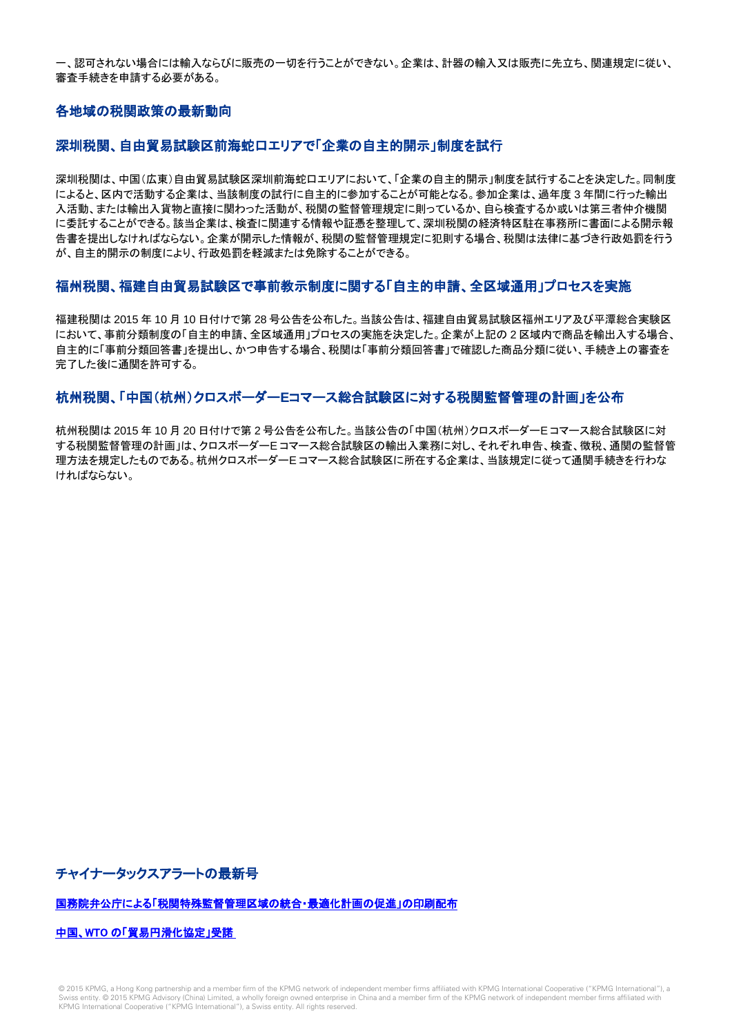一、認可されない場合には輸入ならびに販売の一切を行うことができない。企業は、計器の輸入又は販売に先立ち、関連規定に従い、審査手続きを申請する必要がある。

## 各地域の税関政策の最新動向

### 深圳税関、自由貿易試験区前海蛇口エリアで「企業の自主的開示」制度を試行

深圳税関は、中国（広東）自由貿易試験区深圳前海蛇口エリアにおいて、「企業の自主的開示」制度を試行することを決定した。同制度によると、区内で活動する企業は、当該制度の試行に自主的に参加することが可能となる。参加企業は、過年度 3 年間に行った輸出入活動、または輸出入貨物と直接に関わった活動が、税関の監督管理規定に則っているか、自ら検査するか或いは第三者仲介機関に委託することができる。該当企業は、検査に関連する情報や証憑を整理して、深圳税関の経済特区駐在事務所に書面による開示報告書を提出しなければならない。企業が開示した情報が、税関の監督管理規定に犯則する場合、税関は法律に基づき行政処罰を行うが、自主的開示の制度により、行政処罰を軽減または免除することができる。

### 福州税関、福建自由貿易試験区で事前教示制度に関する「自主的申請、全区域通用」プロセスを実施

福建税関は 2015 年 10 月 10 日付けで第 28 号公告を公布した。当該公告は、福建自由貿易試験区福州エリア及び平潭総合実験区において、事前分類制度の「自主的申請、全区域通用」プロセスの実施を決定した。企業が上記の 2 区域内で商品を輸出入する場合、自主的に「事前分類回答書」を提出し、かつ申告する場合、税関は「事前分類回答書」で確認した商品分類に従い、手続き上の審査を完了した後に通関を許可する。

### 杭州税関、「中国（杭州）クロスボーダーEコマース総合試験区に対する税関監督管理の計画」を公布

杭州税関は 2015 年 10 月 20 日付けで第 2 号公告を公布した。当該公告の「中国（杭州）クロスボーダーE コマース総合試験区に対する税関監督管理の計画」は、クロスボーダーE コマース総合試験区の輸出入業務に対し、それぞれ申告、検査、徴税、通関の監督管理方法を規定したものである。杭州クロスボーダーE コマース総合試験区に所在する企業は、当該規定に従って通関手続きを行わなければならない。

### チャイナータックスアラートの最新号

国務院弁公庁による「税関特殊監督管理区域の統合・最適化計画の促進」の印刷配布

中国、WTO の「貿易円滑化協定」受諾

© 2015 KPMG, a Hong Kong partnership and a member firm of the KPMG network of independent member firms affiliated with KPMG International Cooperative ("KPMG International"), a Swiss entity. © 2015 KPMG Advisory (China) Limited, a wholly foreign owned enterprise in China and a member firm of the KPMG network of independent member firms affiliated with KPMG International Cooperative ("KPMG International"), a Swiss entity. All rights reserved.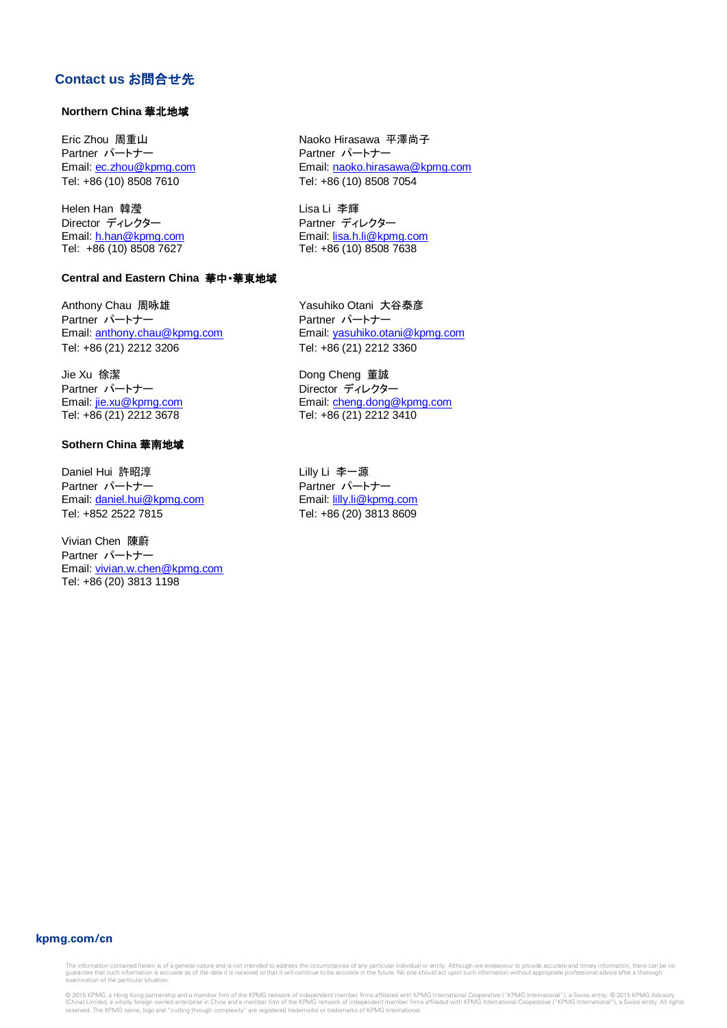## Contact us お問合せ先

### Northern China 華北地域

Eric Zhou 周重山
Partner パートナー
Email: ec.zhou@kpmg.com
Tel: +86 (10) 8508 7610

Naoko Hirasawa 平澤尚子
Partner パートナー
Email: naoko.hirasawa@kpmg.com
Tel: +86 (10) 8508 7054

Helen Han 韓瀅
Director ディレクター
Email: h.han@kpmg.com
Tel: +86 (10) 8508 7627

Lisa Li 李輝
Partner ディレクター
Email: lisa.h.li@kpmg.com
Tel: +86 (10) 8508 7638

### Central and Eastern China 華中・華東地域

Anthony Chau 周咏雄
Partner パートナー
Email: anthony.chau@kpmg.com
Tel: +86 (21) 2212 3206

Yasuhiko Otani 大谷泰彦
Partner パートナー
Email: yasuhiko.otani@kpmg.com
Tel: +86 (21) 2212 3360

Jie Xu 徐潔
Partner パートナー
Email: jie.xu@kpmg.com
Tel: +86 (21) 2212 3678

Dong Cheng 董誠
Director ディレクター
Email: cheng.dong@kpmg.com
Tel: +86 (21) 2212 3410

### Sothern China 華南地域

Daniel Hui 許昭淳
Partner パートナー
Email: daniel.hui@kpmg.com
Tel: +852 2522 7815

Lilly Li 李一源
Partner パートナー
Email: lilly.li@kpmg.com
Tel: +86 (20) 3813 8609

Vivian Chen 陳蔚
Partner パートナー
Email: vivian.w.chen@kpmg.com
Tel: +86 (20) 3813 1198

**kpmg.com/cn**

The information contained herein is of a general nature and is not intended to address the circumstances of any particular individual or entity. Although we endeavour to provide accurate and timely information, there can be no guarantee that such information is accurate as of the date it is received or that it will continue to be accurate in the future. No one should act upon such information without appropriate professional advice after a thorough examination of the particular situation.

© 2015 KPMG, a Hong Kong partnership and a member firm of the KPMG network of independent member firms affiliated with KPMG International Cooperative ("KPMG International"), a Swiss entity. © 2015 KPMG Advisory (China) Limited, a wholly foreign owned enterprise in China and a member firm of the KPMG network of independent member firms affiliated with KPMG International Cooperative ("KPMG International"), a Swiss entity. All rights reserved. The KPMG name, logo and "cutting through complexity" are registered trademarks or trademarks of KPMG International.